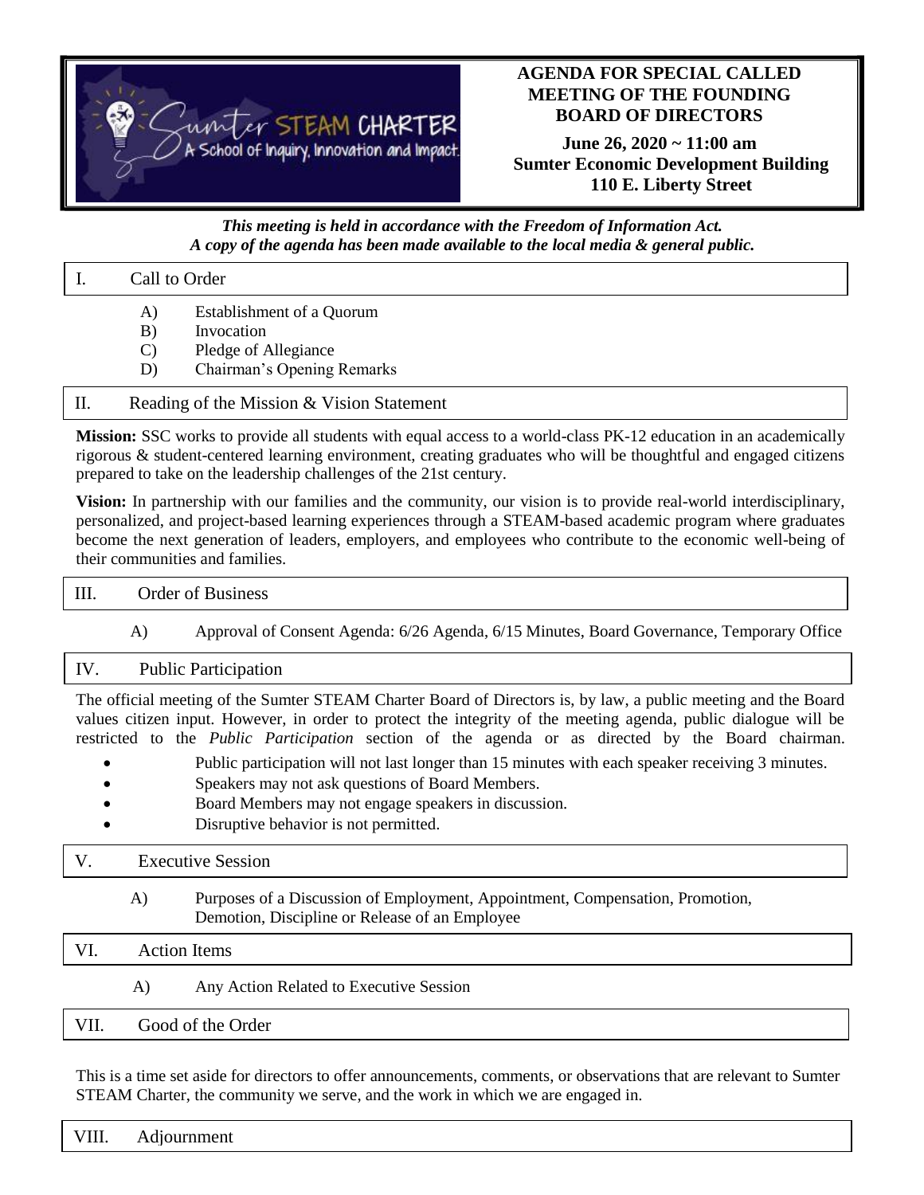# AGENDA FOR SPECIAL CALLED MEETING OF THE FOUNDING BOARD OF DIRECTORS

**June 26, 2020 ~ 11:00 am**
**Sumter Economic Development Building**
**110 E. Liberty Street**

***This meeting is held in accordance with the Freedom of Information Act.***
***A copy of the agenda has been made available to the local media & general public.***

## I. Call to Order

- A) Establishment of a Quorum
- B) Invocation
- C) Pledge of Allegiance
- D) Chairman's Opening Remarks

## II. Reading of the Mission & Vision Statement

**Mission:** SSC works to provide all students with equal access to a world-class PK-12 education in an academically rigorous & student-centered learning environment, creating graduates who will be thoughtful and engaged citizens prepared to take on the leadership challenges of the 21st century.

**Vision:** In partnership with our families and the community, our vision is to provide real-world interdisciplinary, personalized, and project-based learning experiences through a STEAM-based academic program where graduates become the next generation of leaders, employers, and employees who contribute to the economic well-being of their communities and families.

## III. Order of Business

- A) Approval of Consent Agenda: 6/26 Agenda, 6/15 Minutes, Board Governance, Temporary Office

## IV. Public Participation

The official meeting of the Sumter STEAM Charter Board of Directors is, by law, a public meeting and the Board values citizen input. However, in order to protect the integrity of the meeting agenda, public dialogue will be restricted to the *Public Participation* section of the agenda or as directed by the Board chairman.

- Public participation will not last longer than 15 minutes with each speaker receiving 3 minutes.
- Speakers may not ask questions of Board Members.
- Board Members may not engage speakers in discussion.
- Disruptive behavior is not permitted.

## V. Executive Session

- A) Purposes of a Discussion of Employment, Appointment, Compensation, Promotion, Demotion, Discipline or Release of an Employee

## VI. Action Items

- A) Any Action Related to Executive Session

## VII. Good of the Order

This is a time set aside for directors to offer announcements, comments, or observations that are relevant to Sumter STEAM Charter, the community we serve, and the work in which we are engaged in.

## VIII. Adjournment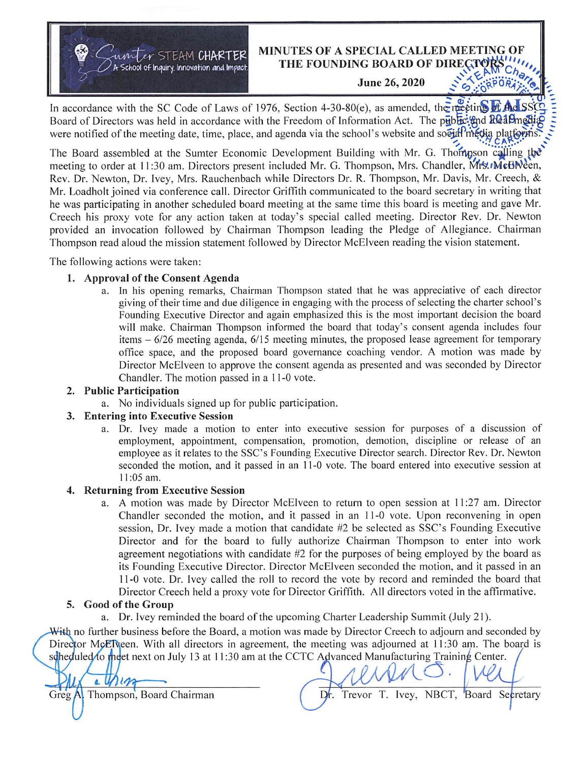Sumter STEAM CHARTER
A School of Inquiry, Innovation and Impact

# MINUTES OF A SPECIAL CALLED MEETING OF THE FOUNDING BOARD OF DIRECTORS

**June 26, 2020**

In accordance with the SC Code of Laws of 1976, Section 4-30-80(e), as amended, the meeting of the SSC Board of Directors was held in accordance with the Freedom of Information Act. The public and local media were notified of the meeting date, time, place, and agenda via the school's website and social media platforms.

The Board assembled at the Sumter Economic Development Building with Mr. G. Thompson calling the meeting to order at 11:30 am. Directors present included Mr. G. Thompson, Mrs. Chandler, Mrs. McElveen, Rev. Dr. Newton, Dr. Ivey, Mrs. Rauchenbach while Directors Dr. R. Thompson, Mr. Davis, Mr. Creech, & Mr. Loadholt joined via conference call. Director Griffith communicated to the board secretary in writing that he was participating in another scheduled board meeting at the same time this board is meeting and gave Mr. Creech his proxy vote for any action taken at today's special called meeting. Director Rev. Dr. Newton provided an invocation followed by Chairman Thompson leading the Pledge of Allegiance. Chairman Thompson read aloud the mission statement followed by Director McElveen reading the vision statement.

The following actions were taken:

1. **Approval of the Consent Agenda**
   a. In his opening remarks, Chairman Thompson stated that he was appreciative of each director giving of their time and due diligence in engaging with the process of selecting the charter school's Founding Executive Director and again emphasized this is the most important decision the board will make. Chairman Thompson informed the board that today's consent agenda includes four items – 6/26 meeting agenda, 6/15 meeting minutes, the proposed lease agreement for temporary office space, and the proposed board governance coaching vendor. A motion was made by Director McElveen to approve the consent agenda as presented and was seconded by Director Chandler. The motion passed in a 11-0 vote.
2. **Public Participation**
   a. No individuals signed up for public participation.
3. **Entering into Executive Session**
   a. Dr. Ivey made a motion to enter into executive session for purposes of a discussion of employment, appointment, compensation, promotion, demotion, discipline or release of an employee as it relates to the SSC's Founding Executive Director search. Director Rev. Dr. Newton seconded the motion, and it passed in an 11-0 vote. The board entered into executive session at 11:05 am.
4. **Returning from Executive Session**
   a. A motion was made by Director McElveen to return to open session at 11:27 am. Director Chandler seconded the motion, and it passed in an 11-0 vote. Upon reconvening in open session, Dr. Ivey made a motion that candidate #2 be selected as SSC's Founding Executive Director and for the board to fully authorize Chairman Thompson to enter into work agreement negotiations with candidate #2 for the purposes of being employed by the board as its Founding Executive Director. Director McElveen seconded the motion, and it passed in an 11-0 vote. Dr. Ivey called the roll to record the vote by record and reminded the board that Director Creech held a proxy vote for Director Griffith. All directors voted in the affirmative.
5. **Good of the Group**
   a. Dr. Ivey reminded the board of the upcoming Charter Leadership Summit (July 21).

With no further business before the Board, a motion was made by Director Creech to adjourn and seconded by Director McElveen. With all directors in agreement, the meeting was adjourned at 11:30 am. The board is scheduled to meet next on July 13 at 11:30 am at the CCTC Advanced Manufacturing Training Center.

Greg A. Thompson, Board Chairman

Dr. Trevor T. Ivey, NBCT, Board Secretary